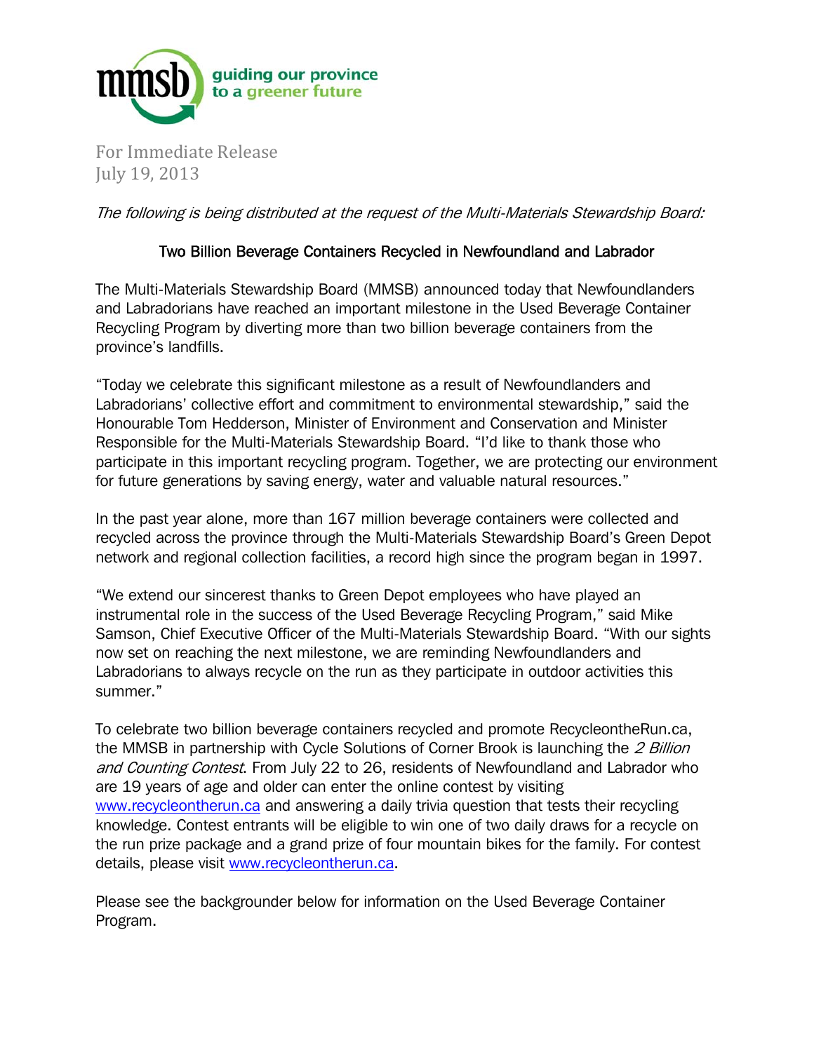mmsb guiding our province to a greener future

For Immediate Release
July 19, 2013

*The following is being distributed at the request of the Multi-Materials Stewardship Board:*

## Two Billion Beverage Containers Recycled in Newfoundland and Labrador

The Multi-Materials Stewardship Board (MMSB) announced today that Newfoundlanders and Labradorians have reached an important milestone in the Used Beverage Container Recycling Program by diverting more than two billion beverage containers from the province's landfills.

"Today we celebrate this significant milestone as a result of Newfoundlanders and Labradorians' collective effort and commitment to environmental stewardship," said the Honourable Tom Hedderson, Minister of Environment and Conservation and Minister Responsible for the Multi-Materials Stewardship Board. "I'd like to thank those who participate in this important recycling program. Together, we are protecting our environment for future generations by saving energy, water and valuable natural resources."

In the past year alone, more than 167 million beverage containers were collected and recycled across the province through the Multi-Materials Stewardship Board's Green Depot network and regional collection facilities, a record high since the program began in 1997.

"We extend our sincerest thanks to Green Depot employees who have played an instrumental role in the success of the Used Beverage Recycling Program," said Mike Samson, Chief Executive Officer of the Multi-Materials Stewardship Board. "With our sights now set on reaching the next milestone, we are reminding Newfoundlanders and Labradorians to always recycle on the run as they participate in outdoor activities this summer."

To celebrate two billion beverage containers recycled and promote RecycleontheRun.ca, the MMSB in partnership with Cycle Solutions of Corner Brook is launching the *2 Billion and Counting Contest*. From July 22 to 26, residents of Newfoundland and Labrador who are 19 years of age and older can enter the online contest by visiting www.recycleontherun.ca and answering a daily trivia question that tests their recycling knowledge. Contest entrants will be eligible to win one of two daily draws for a recycle on the run prize package and a grand prize of four mountain bikes for the family. For contest details, please visit www.recycleontherun.ca.

Please see the backgrounder below for information on the Used Beverage Container Program.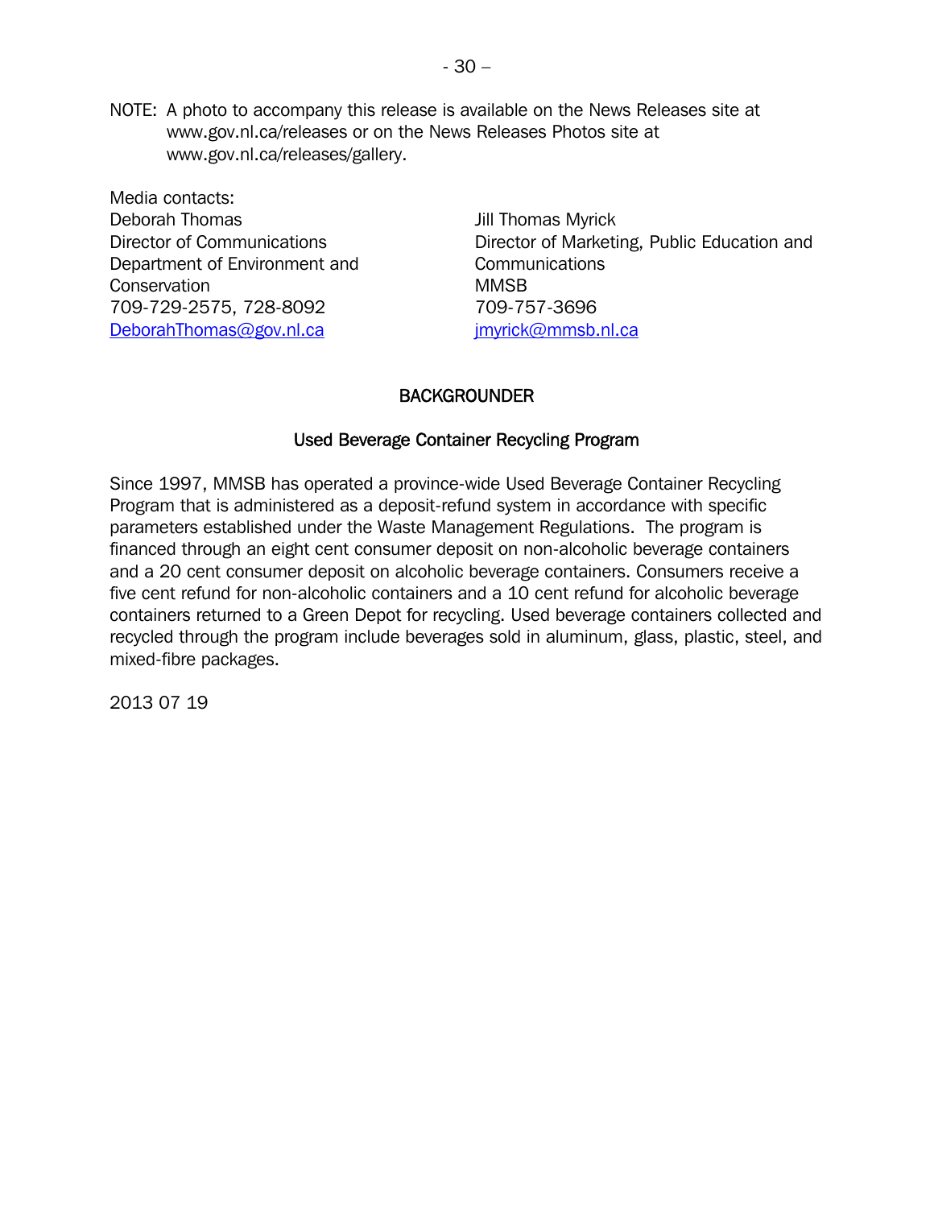NOTE: A photo to accompany this release is available on the News Releases site at www.gov.nl.ca/releases or on the News Releases Photos site at www.gov.nl.ca/releases/gallery.

Media contacts:

Deborah Thomas
Director of Communications
Department of Environment and Conservation
709-729-2575, 728-8092
DeborahThomas@gov.nl.ca

Jill Thomas Myrick
Director of Marketing, Public Education and Communications
MMSB
709-757-3696
jmyrick@mmsb.nl.ca

## BACKGROUNDER

### Used Beverage Container Recycling Program

Since 1997, MMSB has operated a province-wide Used Beverage Container Recycling Program that is administered as a deposit-refund system in accordance with specific parameters established under the Waste Management Regulations. The program is financed through an eight cent consumer deposit on non-alcoholic beverage containers and a 20 cent consumer deposit on alcoholic beverage containers. Consumers receive a five cent refund for non-alcoholic containers and a 10 cent refund for alcoholic beverage containers returned to a Green Depot for recycling. Used beverage containers collected and recycled through the program include beverages sold in aluminum, glass, plastic, steel, and mixed-fibre packages.

2013 07 19